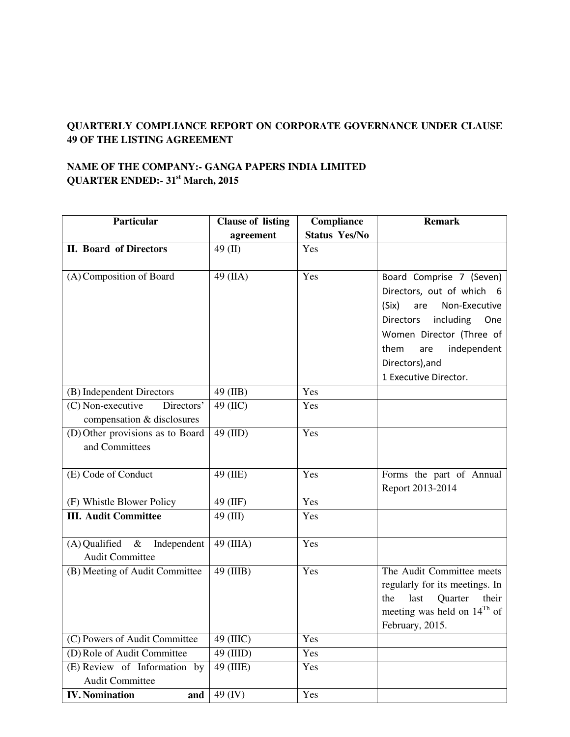**QUARTERLY COMPLIANCE REPORT ON CORPORATE GOVERNANCE UNDER CLAUSE 49 OF THE LISTING AGREEMENT**

**NAME OF THE COMPANY:- GANGA PAPERS INDIA LIMITED**
**QUARTER ENDED:- 31st March, 2015**

| Particular | Clause of listing agreement | Compliance Status Yes/No | Remark |
|---|---|---|---|
| **II. Board of Directors** | 49 (II) | Yes | |
| (A) Composition of Board | 49 (IIA) | Yes | Board Comprise 7 (Seven) Directors, out of which 6 (Six) are Non-Executive Directors including One Women Director (Three of them are independent Directors),and 1 Executive Director. |
| (B) Independent Directors | 49 (IIB) | Yes | |
| (C) Non-executive Directors' compensation & disclosures | 49 (IIC) | Yes | |
| (D) Other provisions as to Board and Committees | 49 (IID) | Yes | |
| (E) Code of Conduct | 49 (IIE) | Yes | Forms the part of Annual Report 2013-2014 |
| (F) Whistle Blower Policy | 49 (IIF) | Yes | |
| **III. Audit Committee** | 49 (III) | Yes | |
| (A) Qualified & Independent Audit Committee | 49 (IIIA) | Yes | |
| (B) Meeting of Audit Committee | 49 (IIIB) | Yes | The Audit Committee meets regularly for its meetings. In the last Quarter their meeting was held on 14Th of February, 2015. |
| (C) Powers of Audit Committee | 49 (IIIC) | Yes | |
| (D) Role of Audit Committee | 49 (IIID) | Yes | |
| (E) Review of Information by Audit Committee | 49 (IIIE) | Yes | |
| **IV. Nomination and** | 49 (IV) | Yes | |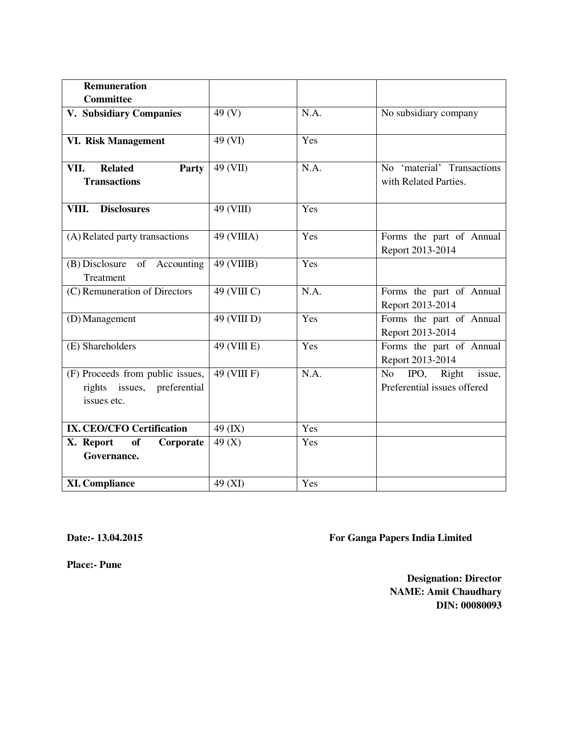| | | | |
|---|---|---|---|
| **Remuneration Committee** | | | |
| **V. Subsidiary Companies** | 49 (V) | N.A. | No subsidiary company |
| **VI. Risk Management** | 49 (VI) | Yes | |
| **VII. Related Party Transactions** | 49 (VII) | N.A. | No 'material' Transactions with Related Parties. |
| **VIII. Disclosures** | 49 (VIII) | Yes | |
| (A) Related party transactions | 49 (VIIIA) | Yes | Forms the part of Annual Report 2013-2014 |
| (B) Disclosure of Accounting Treatment | 49 (VIIIB) | Yes | |
| (C) Remuneration of Directors | 49 (VIII C) | N.A. | Forms the part of Annual Report 2013-2014 |
| (D) Management | 49 (VIII D) | Yes | Forms the part of Annual Report 2013-2014 |
| (E) Shareholders | 49 (VIII E) | Yes | Forms the part of Annual Report 2013-2014 |
| (F) Proceeds from public issues, rights issues, preferential issues etc. | 49 (VIII F) | N.A. | No IPO, Right issue, Preferential issues offered |
| **IX. CEO/CFO Certification** | 49 (IX) | Yes | |
| **X. Report of Corporate Governance.** | 49 (X) | Yes | |
| **XI. Compliance** | 49 (XI) | Yes | |

**Date:- 13.04.2015**

**For Ganga Papers India Limited**

**Place:- Pune**

**Designation: Director**
**NAME: Amit Chaudhary**
**DIN: 00080093**